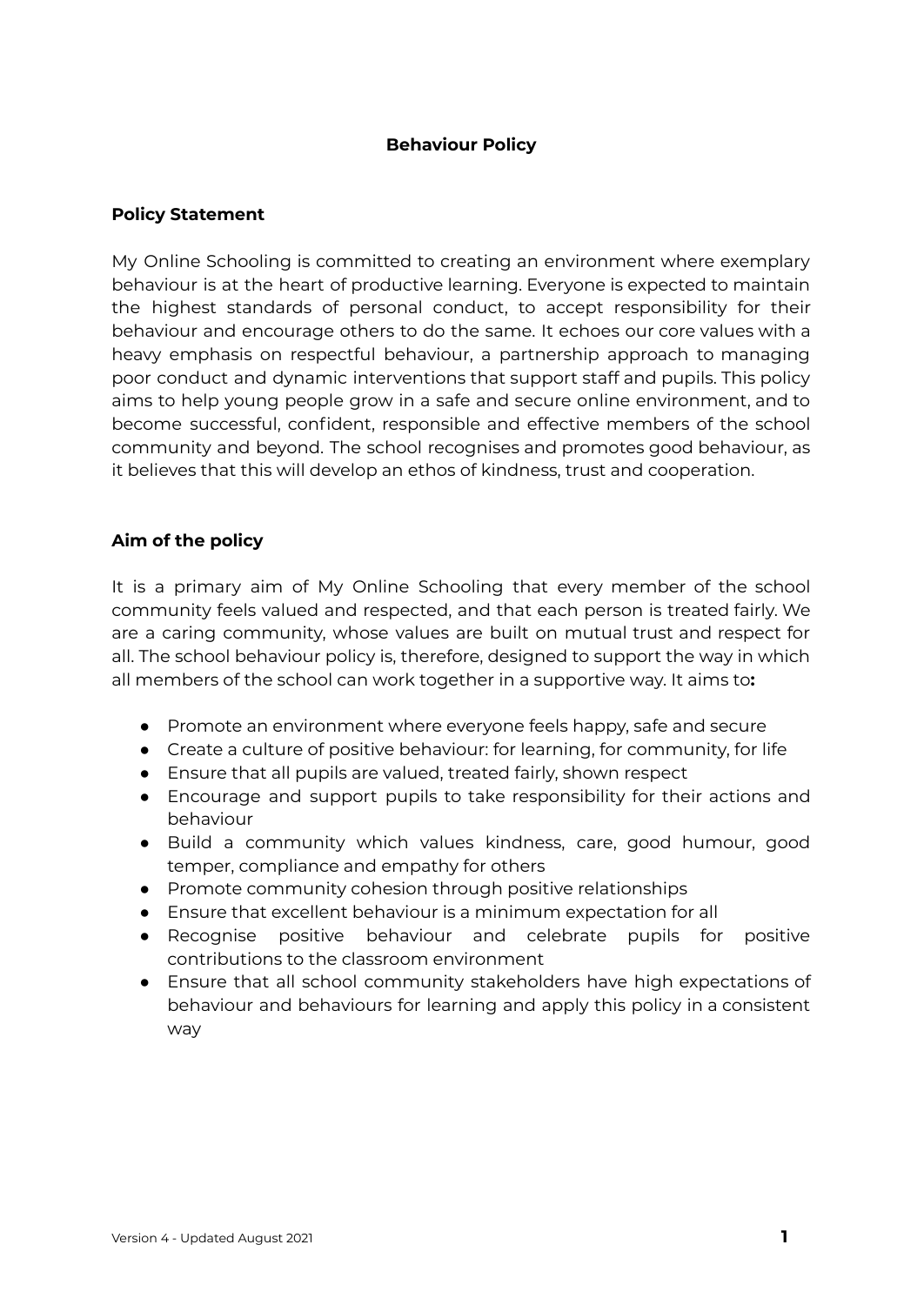# Behaviour Policy

## Policy Statement

My Online Schooling is committed to creating an environment where exemplary behaviour is at the heart of productive learning. Everyone is expected to maintain the highest standards of personal conduct, to accept responsibility for their behaviour and encourage others to do the same. It echoes our core values with a heavy emphasis on respectful behaviour, a partnership approach to managing poor conduct and dynamic interventions that support staff and pupils. This policy aims to help young people grow in a safe and secure online environment, and to become successful, confident, responsible and effective members of the school community and beyond. The school recognises and promotes good behaviour, as it believes that this will develop an ethos of kindness, trust and cooperation.

## Aim of the policy

It is a primary aim of My Online Schooling that every member of the school community feels valued and respected, and that each person is treated fairly. We are a caring community, whose values are built on mutual trust and respect for all. The school behaviour policy is, therefore, designed to support the way in which all members of the school can work together in a supportive way. It aims to**:**

- Promote an environment where everyone feels happy, safe and secure
- Create a culture of positive behaviour: for learning, for community, for life
- Ensure that all pupils are valued, treated fairly, shown respect
- Encourage and support pupils to take responsibility for their actions and behaviour
- Build a community which values kindness, care, good humour, good temper, compliance and empathy for others
- Promote community cohesion through positive relationships
- Ensure that excellent behaviour is a minimum expectation for all
- Recognise positive behaviour and celebrate pupils for positive contributions to the classroom environment
- Ensure that all school community stakeholders have high expectations of behaviour and behaviours for learning and apply this policy in a consistent way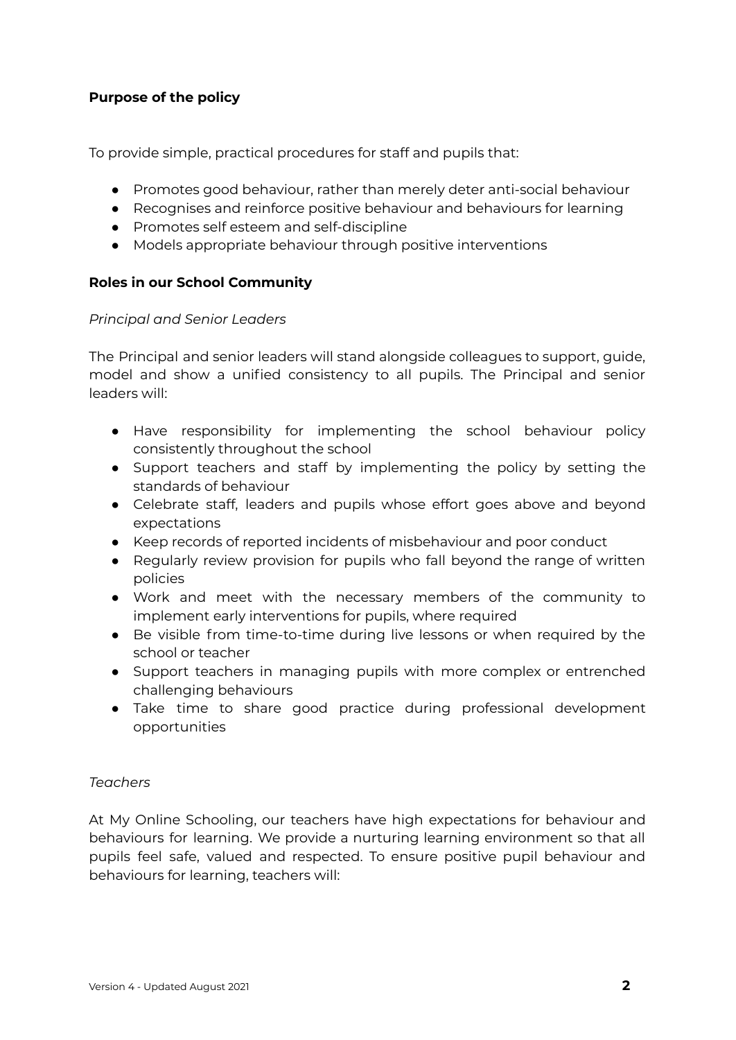**Purpose of the policy**

To provide simple, practical procedures for staff and pupils that:

- Promotes good behaviour, rather than merely deter anti-social behaviour
- Recognises and reinforce positive behaviour and behaviours for learning
- Promotes self esteem and self-discipline
- Models appropriate behaviour through positive interventions

**Roles in our School Community**

*Principal and Senior Leaders*

The Principal and senior leaders will stand alongside colleagues to support, guide, model and show a unified consistency to all pupils. The Principal and senior leaders will:

- Have responsibility for implementing the school behaviour policy consistently throughout the school
- Support teachers and staff by implementing the policy by setting the standards of behaviour
- Celebrate staff, leaders and pupils whose effort goes above and beyond expectations
- Keep records of reported incidents of misbehaviour and poor conduct
- Regularly review provision for pupils who fall beyond the range of written policies
- Work and meet with the necessary members of the community to implement early interventions for pupils, where required
- Be visible from time-to-time during live lessons or when required by the school or teacher
- Support teachers in managing pupils with more complex or entrenched challenging behaviours
- Take time to share good practice during professional development opportunities

*Teachers*

At My Online Schooling, our teachers have high expectations for behaviour and behaviours for learning. We provide a nurturing learning environment so that all pupils feel safe, valued and respected. To ensure positive pupil behaviour and behaviours for learning, teachers will: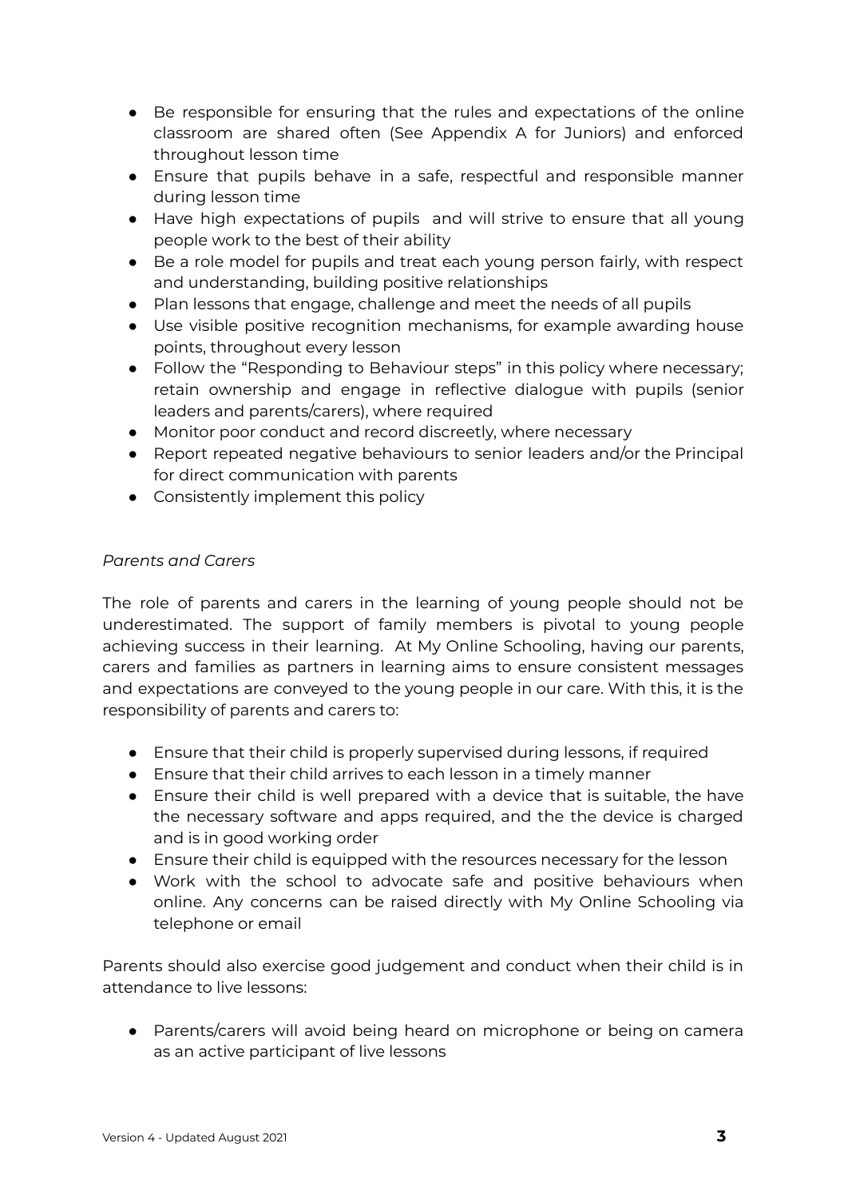- Be responsible for ensuring that the rules and expectations of the online classroom are shared often (See Appendix A for Juniors) and enforced throughout lesson time
- Ensure that pupils behave in a safe, respectful and responsible manner during lesson time
- Have high expectations of pupils  and will strive to ensure that all young people work to the best of their ability
- Be a role model for pupils and treat each young person fairly, with respect and understanding, building positive relationships
- Plan lessons that engage, challenge and meet the needs of all pupils
- Use visible positive recognition mechanisms, for example awarding house points, throughout every lesson
- Follow the "Responding to Behaviour steps" in this policy where necessary; retain ownership and engage in reflective dialogue with pupils (senior leaders and parents/carers), where required
- Monitor poor conduct and record discreetly, where necessary
- Report repeated negative behaviours to senior leaders and/or the Principal for direct communication with parents
- Consistently implement this policy

*Parents and Carers*

The role of parents and carers in the learning of young people should not be underestimated. The support of family members is pivotal to young people achieving success in their learning.  At My Online Schooling, having our parents, carers and families as partners in learning aims to ensure consistent messages and expectations are conveyed to the young people in our care. With this, it is the responsibility of parents and carers to:

- Ensure that their child is properly supervised during lessons, if required
- Ensure that their child arrives to each lesson in a timely manner
- Ensure their child is well prepared with a device that is suitable, the have the necessary software and apps required, and the the device is charged and is in good working order
- Ensure their child is equipped with the resources necessary for the lesson
- Work with the school to advocate safe and positive behaviours when online. Any concerns can be raised directly with My Online Schooling via telephone or email

Parents should also exercise good judgement and conduct when their child is in attendance to live lessons:

- Parents/carers will avoid being heard on microphone or being on camera as an active participant of live lessons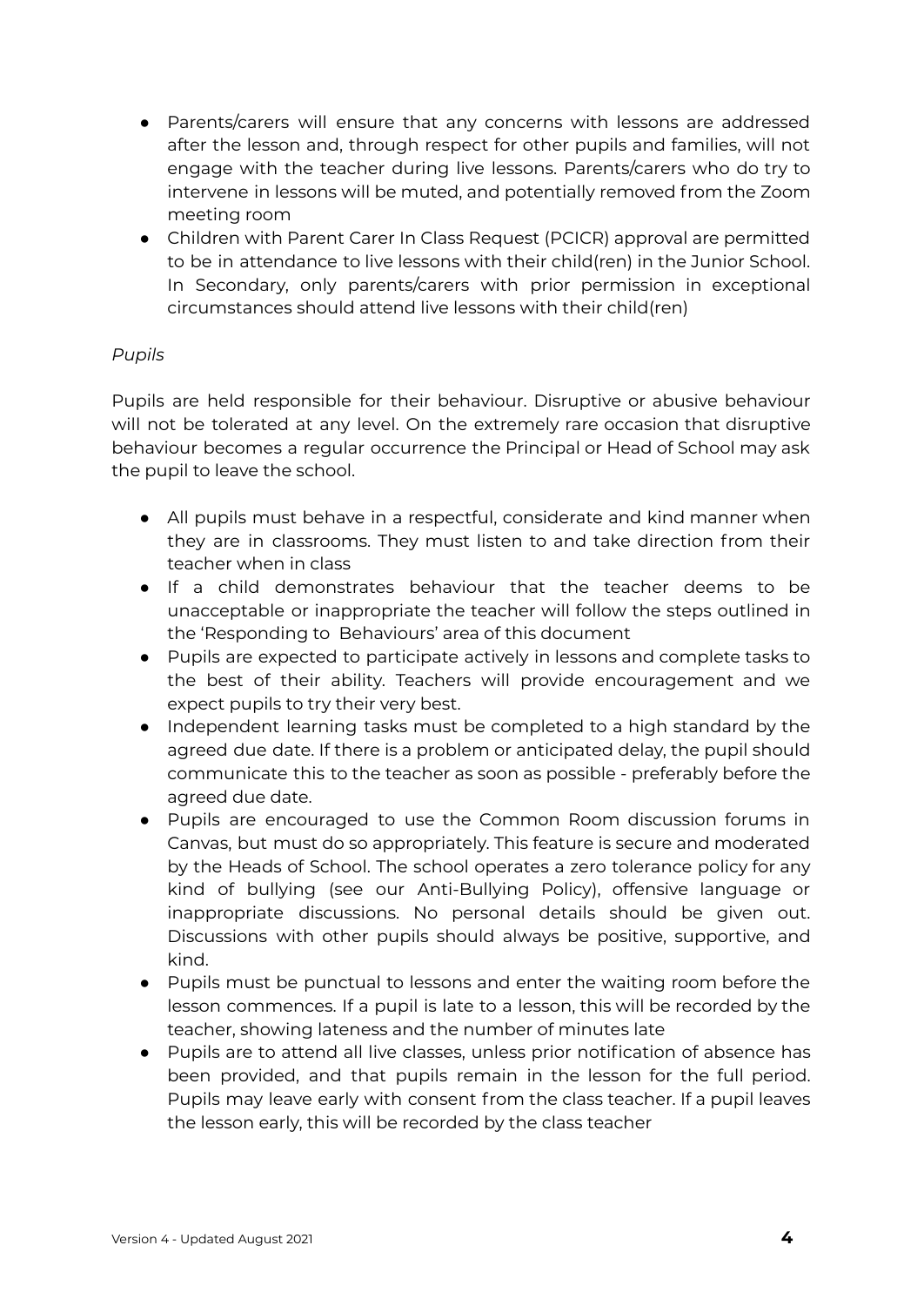- Parents/carers will ensure that any concerns with lessons are addressed after the lesson and, through respect for other pupils and families, will not engage with the teacher during live lessons. Parents/carers who do try to intervene in lessons will be muted, and potentially removed from the Zoom meeting room
- Children with Parent Carer In Class Request (PCICR) approval are permitted to be in attendance to live lessons with their child(ren) in the Junior School. In Secondary, only parents/carers with prior permission in exceptional circumstances should attend live lessons with their child(ren)

*Pupils*

Pupils are held responsible for their behaviour. Disruptive or abusive behaviour will not be tolerated at any level. On the extremely rare occasion that disruptive behaviour becomes a regular occurrence the Principal or Head of School may ask the pupil to leave the school.

- All pupils must behave in a respectful, considerate and kind manner when they are in classrooms. They must listen to and take direction from their teacher when in class
- If a child demonstrates behaviour that the teacher deems to be unacceptable or inappropriate the teacher will follow the steps outlined in the 'Responding to Behaviours' area of this document
- Pupils are expected to participate actively in lessons and complete tasks to the best of their ability. Teachers will provide encouragement and we expect pupils to try their very best.
- Independent learning tasks must be completed to a high standard by the agreed due date. If there is a problem or anticipated delay, the pupil should communicate this to the teacher as soon as possible - preferably before the agreed due date.
- Pupils are encouraged to use the Common Room discussion forums in Canvas, but must do so appropriately. This feature is secure and moderated by the Heads of School. The school operates a zero tolerance policy for any kind of bullying (see our Anti-Bullying Policy), offensive language or inappropriate discussions. No personal details should be given out. Discussions with other pupils should always be positive, supportive, and kind.
- Pupils must be punctual to lessons and enter the waiting room before the lesson commences. If a pupil is late to a lesson, this will be recorded by the teacher, showing lateness and the number of minutes late
- Pupils are to attend all live classes, unless prior notification of absence has been provided, and that pupils remain in the lesson for the full period. Pupils may leave early with consent from the class teacher. If a pupil leaves the lesson early, this will be recorded by the class teacher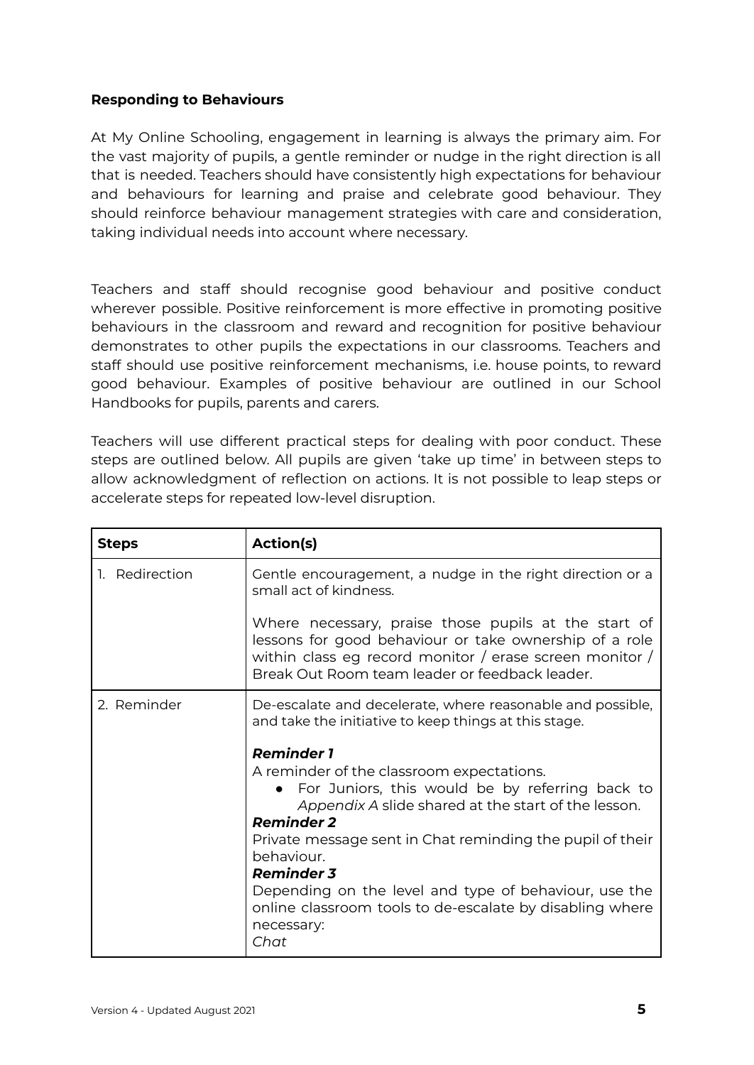**Responding to Behaviours**

At My Online Schooling, engagement in learning is always the primary aim. For the vast majority of pupils, a gentle reminder or nudge in the right direction is all that is needed. Teachers should have consistently high expectations for behaviour and behaviours for learning and praise and celebrate good behaviour. They should reinforce behaviour management strategies with care and consideration, taking individual needs into account where necessary.

Teachers and staff should recognise good behaviour and positive conduct wherever possible. Positive reinforcement is more effective in promoting positive behaviours in the classroom and reward and recognition for positive behaviour demonstrates to other pupils the expectations in our classrooms. Teachers and staff should use positive reinforcement mechanisms, i.e. house points, to reward good behaviour. Examples of positive behaviour are outlined in our School Handbooks for pupils, parents and carers.

Teachers will use different practical steps for dealing with poor conduct. These steps are outlined below. All pupils are given 'take up time' in between steps to allow acknowledgment of reflection on actions. It is not possible to leap steps or accelerate steps for repeated low-level disruption.

| **Steps** | **Action(s)** |
|---|---|
| 1. Redirection | Gentle encouragement, a nudge in the right direction or a small act of kindness.<br><br>Where necessary, praise those pupils at the start of lessons for good behaviour or take ownership of a role within class eg record monitor / erase screen monitor / Break Out Room team leader or feedback leader. |
| 2. Reminder | De-escalate and decelerate, where reasonable and possible, and take the initiative to keep things at this stage.<br><br>***Reminder 1***<br>A reminder of the classroom expectations.<br>● For Juniors, this would be by referring back to *Appendix A* slide shared at the start of the lesson.<br>***Reminder 2***<br>Private message sent in Chat reminding the pupil of their behaviour.<br>***Reminder 3***<br>Depending on the level and type of behaviour, use the online classroom tools to de-escalate by disabling where necessary:<br>*Chat* |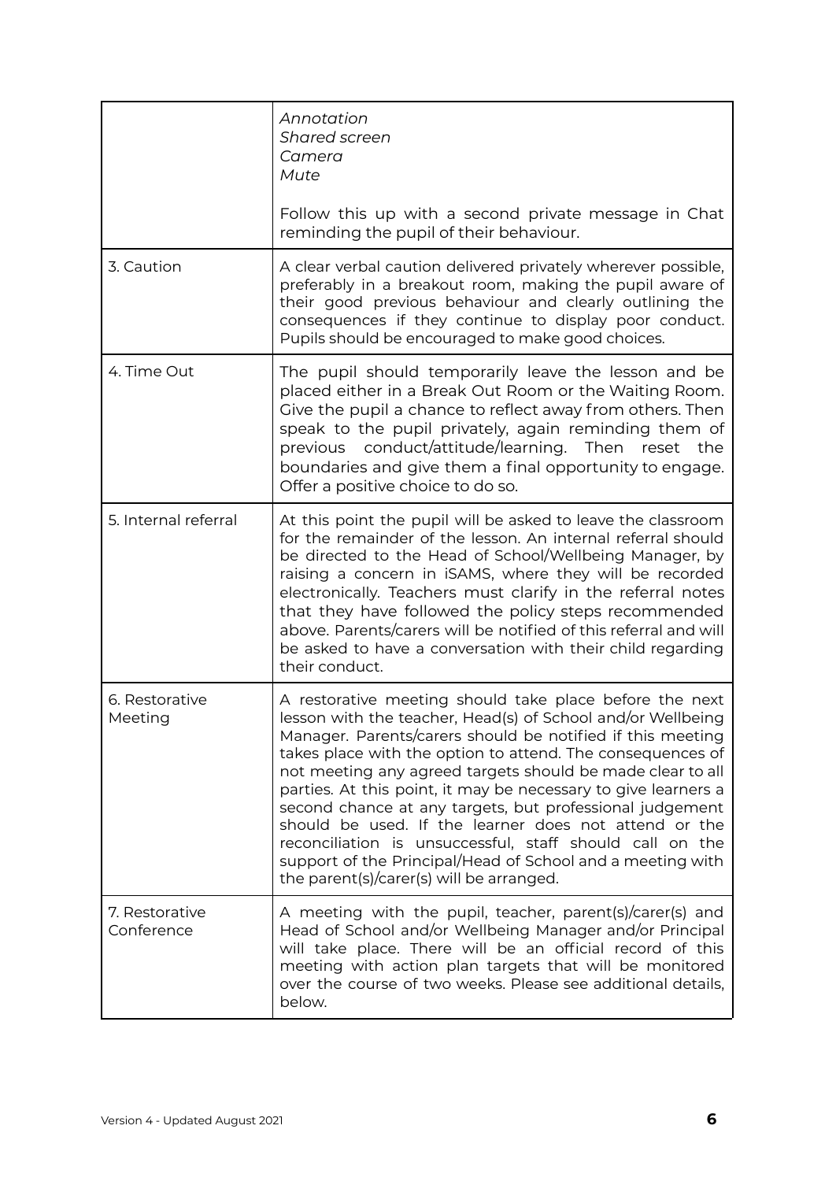| | |
|---|---|
| | *Annotation*<br>*Shared screen*<br>*Camera*<br>*Mute*<br><br>Follow this up with a second private message in Chat reminding the pupil of their behaviour. |
| 3. Caution | A clear verbal caution delivered privately wherever possible, preferably in a breakout room, making the pupil aware of their good previous behaviour and clearly outlining the consequences if they continue to display poor conduct. Pupils should be encouraged to make good choices. |
| 4. Time Out | The pupil should temporarily leave the lesson and be placed either in a Break Out Room or the Waiting Room. Give the pupil a chance to reflect away from others. Then speak to the pupil privately, again reminding them of previous conduct/attitude/learning. Then reset the boundaries and give them a final opportunity to engage. Offer a positive choice to do so. |
| 5. Internal referral | At this point the pupil will be asked to leave the classroom for the remainder of the lesson. An internal referral should be directed to the Head of School/Wellbeing Manager, by raising a concern in iSAMS, where they will be recorded electronically. Teachers must clarify in the referral notes that they have followed the policy steps recommended above. Parents/carers will be notified of this referral and will be asked to have a conversation with their child regarding their conduct. |
| 6. Restorative Meeting | A restorative meeting should take place before the next lesson with the teacher, Head(s) of School and/or Wellbeing Manager. Parents/carers should be notified if this meeting takes place with the option to attend. The consequences of not meeting any agreed targets should be made clear to all parties. At this point, it may be necessary to give learners a second chance at any targets, but professional judgement should be used. If the learner does not attend or the reconciliation is unsuccessful, staff should call on the support of the Principal/Head of School and a meeting with the parent(s)/carer(s) will be arranged. |
| 7. Restorative Conference | A meeting with the pupil, teacher, parent(s)/carer(s) and Head of School and/or Wellbeing Manager and/or Principal will take place. There will be an official record of this meeting with action plan targets that will be monitored over the course of two weeks. Please see additional details, below. |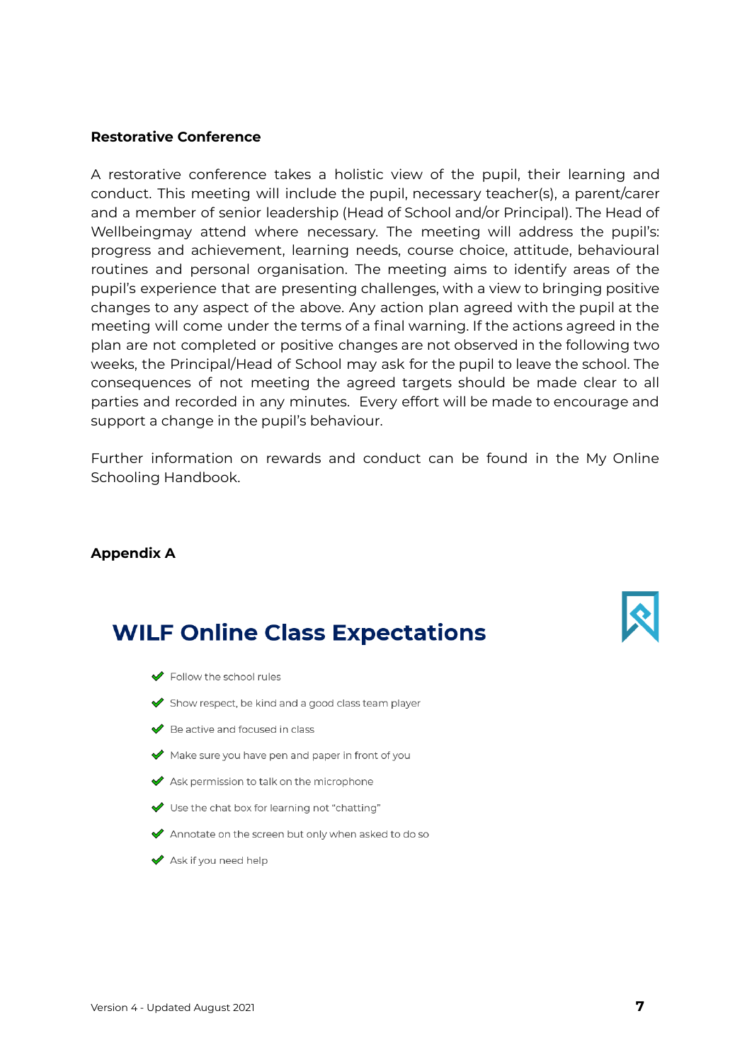**Restorative Conference**

A restorative conference takes a holistic view of the pupil, their learning and conduct. This meeting will include the pupil, necessary teacher(s), a parent/carer and a member of senior leadership (Head of School and/or Principal). The Head of Wellbeingmay attend where necessary. The meeting will address the pupil's: progress and achievement, learning needs, course choice, attitude, behavioural routines and personal organisation. The meeting aims to identify areas of the pupil's experience that are presenting challenges, with a view to bringing positive changes to any aspect of the above. Any action plan agreed with the pupil at the meeting will come under the terms of a final warning. If the actions agreed in the plan are not completed or positive changes are not observed in the following two weeks, the Principal/Head of School may ask for the pupil to leave the school. The consequences of not meeting the agreed targets should be made clear to all parties and recorded in any minutes.  Every effort will be made to encourage and support a change in the pupil's behaviour.

Further information on rewards and conduct can be found in the My Online Schooling Handbook.

**Appendix A**

## WILF Online Class Expectations

- ✔ Follow the school rules
- ✔ Show respect, be kind and a good class team player
- ✔ Be active and focused in class
- ✔ Make sure you have pen and paper in front of you
- ✔ Ask permission to talk on the microphone
- ✔ Use the chat box for learning not "chatting"
- ✔ Annotate on the screen but only when asked to do so
- ✔ Ask if you need help

Version 4 - Updated August 2021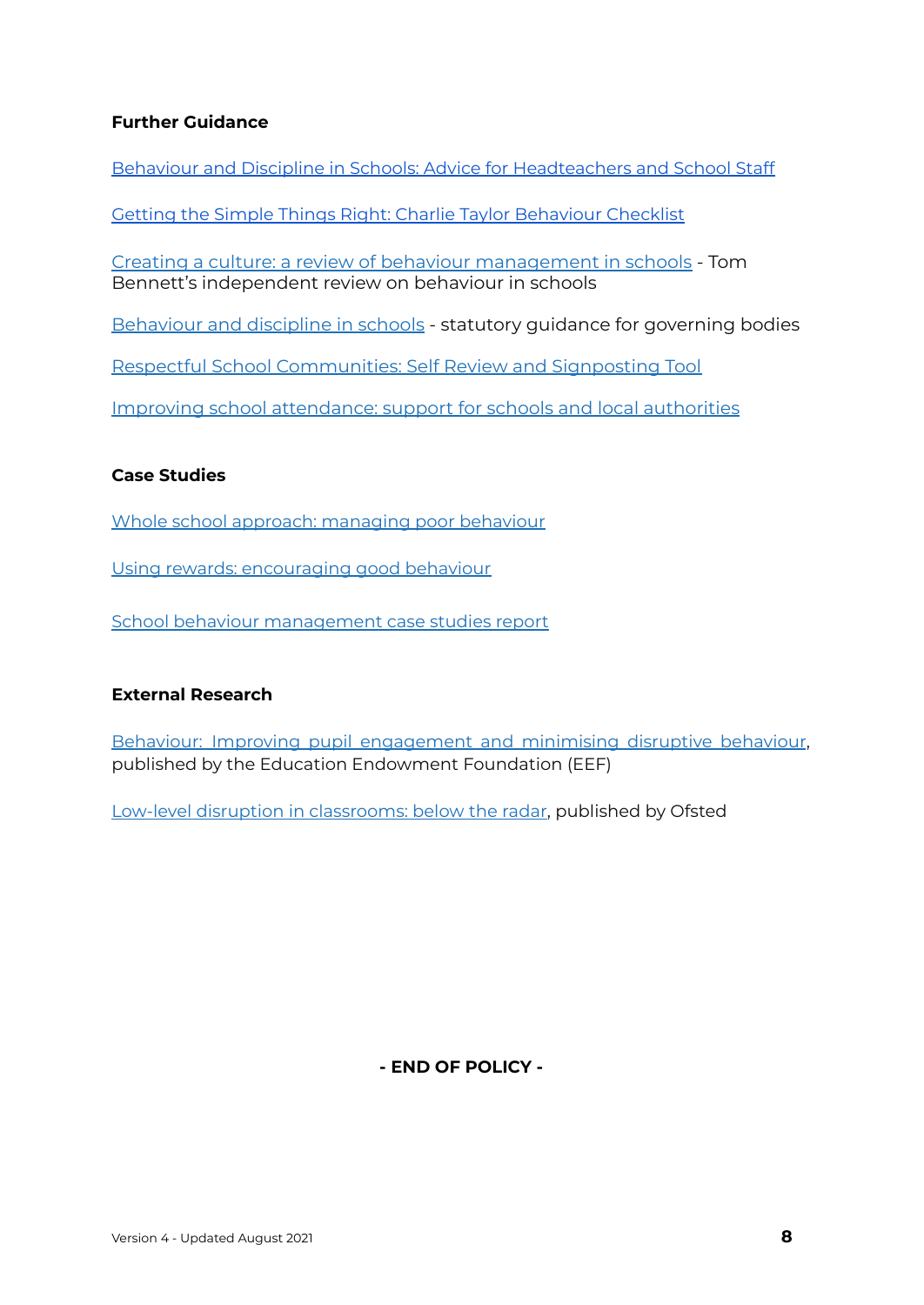**Further Guidance**

Behaviour and Discipline in Schools: Advice for Headteachers and School Staff

Getting the Simple Things Right: Charlie Taylor Behaviour Checklist

Creating a culture: a review of behaviour management in schools - Tom Bennett's independent review on behaviour in schools

Behaviour and discipline in schools - statutory guidance for governing bodies

Respectful School Communities: Self Review and Signposting Tool

Improving school attendance: support for schools and local authorities

**Case Studies**

Whole school approach: managing poor behaviour

Using rewards: encouraging good behaviour

School behaviour management case studies report

**External Research**

Behaviour: Improving pupil engagement and minimising disruptive behaviour, published by the Education Endowment Foundation (EEF)

Low-level disruption in classrooms: below the radar, published by Ofsted

**- END OF POLICY -**

Version 4 - Updated August 2021